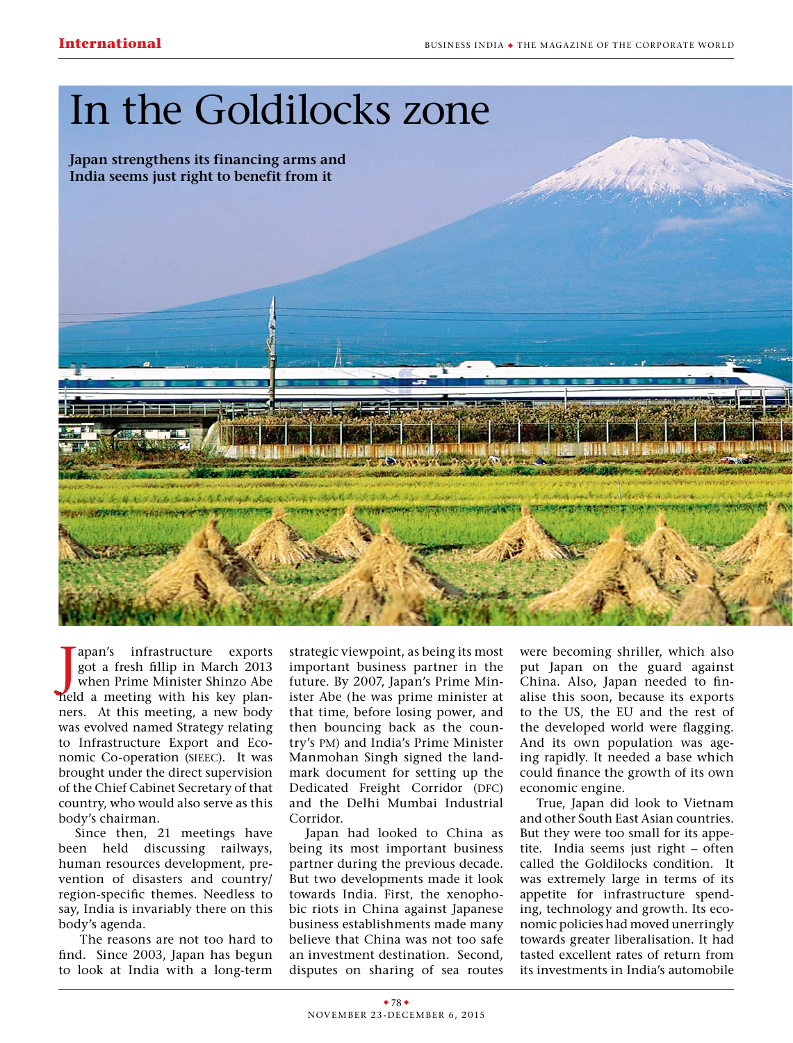# In the Goldilocks zone

**Japan strengthens its financing arms and India seems just right to benefit from it**

Japan's infrastructure exports got a fresh fillip in March 2013 when Prime Minister Shinzo Abe held a meeting with his key planners. At this meeting, a new body was evolved named Strategy relating to Infrastructure Export and Economic Co-operation (SIEEC). It was brought under the direct supervision of the Chief Cabinet Secretary of that country, who would also serve as this body's chairman.

Since then, 21 meetings have been held discussing railways, human resources development, prevention of disasters and country/region-specific themes. Needless to say, India is invariably there on this body's agenda.

The reasons are not too hard to find. Since 2003, Japan has begun to look at India with a long-term strategic viewpoint, as being its most important business partner in the future. By 2007, Japan's Prime Minister Abe (he was prime minister at that time, before losing power, and then bouncing back as the country's PM) and India's Prime Minister Manmohan Singh signed the landmark document for setting up the Dedicated Freight Corridor (DFC) and the Delhi Mumbai Industrial Corridor.

Japan had looked to China as being its most important business partner during the previous decade. But two developments made it look towards India. First, the xenophobic riots in China against Japanese business establishments made many believe that China was not too safe an investment destination. Second, disputes on sharing of sea routes were becoming shriller, which also put Japan on the guard against China. Also, Japan needed to finalise this soon, because its exports to the US, the EU and the rest of the developed world were flagging. And its own population was ageing rapidly. It needed a base which could finance the growth of its own economic engine.

True, Japan did look to Vietnam and other South East Asian countries. But they were too small for its appetite. India seems just right – often called the Goldilocks condition. It was extremely large in terms of its appetite for infrastructure spending, technology and growth. Its economic policies had moved unerringly towards greater liberalisation. It had tasted excellent rates of return from its investments in India's automobile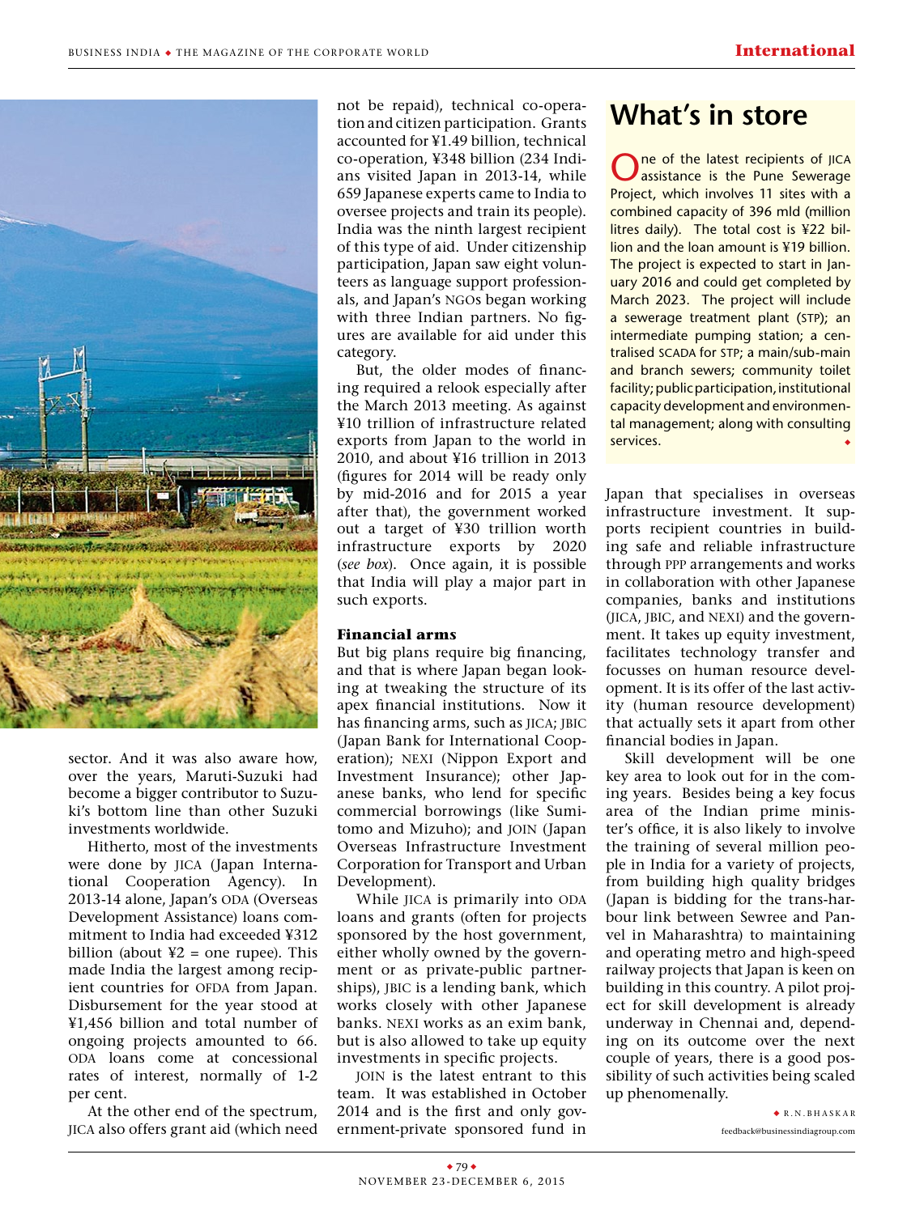sector. And it was also aware how, over the years, Maruti-Suzuki had become a bigger contributor to Suzuki's bottom line than other Suzuki investments worldwide.

Hitherto, most of the investments were done by JICA (Japan International Cooperation Agency). In 2013-14 alone, Japan's ODA (Overseas Development Assistance) loans commitment to India had exceeded ¥312 billion (about ¥2 = one rupee). This made India the largest among recipient countries for OFDA from Japan. Disbursement for the year stood at ¥1,456 billion and total number of ongoing projects amounted to 66. ODA loans come at concessional rates of interest, normally of 1-2 per cent.

At the other end of the spectrum, JICA also offers grant aid (which need not be repaid), technical co-operation and citizen participation. Grants accounted for ¥1.49 billion, technical co-operation, ¥348 billion (234 Indians visited Japan in 2013-14, while 659 Japanese experts came to India to oversee projects and train its people). India was the ninth largest recipient of this type of aid. Under citizenship participation, Japan saw eight volunteers as language support professionals, and Japan's NGOs began working with three Indian partners. No figures are available for aid under this category.

But, the older modes of financing required a relook especially after the March 2013 meeting. As against ¥10 trillion of infrastructure related exports from Japan to the world in 2010, and about ¥16 trillion in 2013 (figures for 2014 will be ready only by mid-2016 and for 2015 a year after that), the government worked out a target of ¥30 trillion worth infrastructure exports by 2020 (*see box*). Once again, it is possible that India will play a major part in such exports.

### Financial arms

But big plans require big financing, and that is where Japan began looking at tweaking the structure of its apex financial institutions. Now it has financing arms, such as JICA; JBIC (Japan Bank for International Cooperation); NEXI (Nippon Export and Investment Insurance); other Japanese banks, who lend for specific commercial borrowings (like Sumitomo and Mizuho); and JOIN (Japan Overseas Infrastructure Investment Corporation for Transport and Urban Development).

While JICA is primarily into ODA loans and grants (often for projects sponsored by the host government, either wholly owned by the government or as private-public partnerships), JBIC is a lending bank, which works closely with other Japanese banks. NEXI works as an exim bank, but is also allowed to take up equity investments in specific projects.

JOIN is the latest entrant to this team. It was established in October 2014 and is the first and only government-private sponsored fund in Japan that specialises in overseas infrastructure investment. It supports recipient countries in building safe and reliable infrastructure through PPP arrangements and works in collaboration with other Japanese companies, banks and institutions (JICA, JBIC, and NEXI) and the government. It takes up equity investment, facilitates technology transfer and focusses on human resource development. It is its offer of the last activity (human resource development) that actually sets it apart from other financial bodies in Japan.

Skill development will be one key area to look out for in the coming years. Besides being a key focus area of the Indian prime minister's office, it is also likely to involve the training of several million people in India for a variety of projects, from building high quality bridges (Japan is bidding for the trans-harbour link between Sewree and Panvel in Maharashtra) to maintaining and operating metro and high-speed railway projects that Japan is keen on building in this country. A pilot project for skill development is already underway in Chennai and, depending on its outcome over the next couple of years, there is a good possibility of such activities being scaled up phenomenally.

◆ R.N.BHASKAR

feedback@businessindiagroup.com

## What's in store

One of the latest recipients of JICA assistance is the Pune Sewerage Project, which involves 11 sites with a combined capacity of 396 mld (million litres daily). The total cost is ¥22 billion and the loan amount is ¥19 billion. The project is expected to start in January 2016 and could get completed by March 2023. The project will include a sewerage treatment plant (STP); an intermediate pumping station; a centralised SCADA for STP; a main/sub-main and branch sewers; community toilet facility; public participation, institutional capacity development and environmental management; along with consulting services. ◆